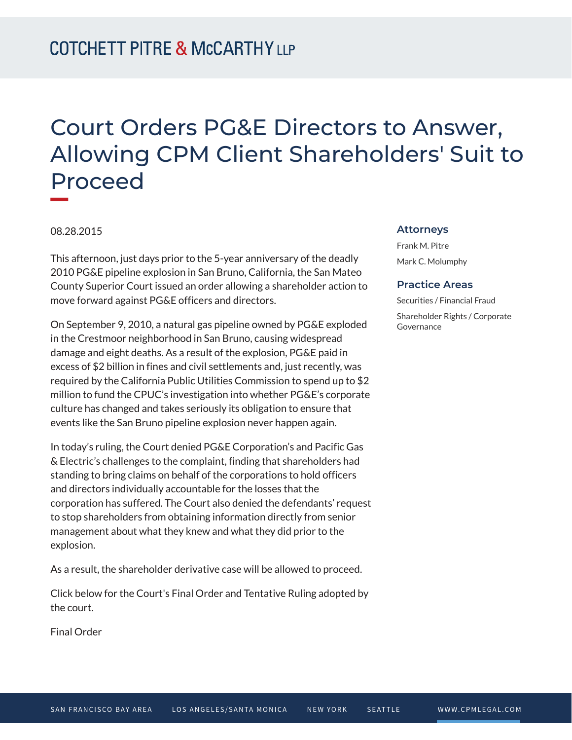# Court Orders PG&E Directors to Answer, Allowing CPM Client Shareholders' Suit to Proceed

08.28.2015

This afternoon, just days prior to the 5-year anniversary of the deadly 2010 PG&E pipeline explosion in San Bruno, California, the San Mateo County Superior Court issued an order allowing a shareholder action to move forward against PG&E officers and directors.

On September 9, 2010, a natural gas pipeline owned by PG&E exploded in the Crestmoor neighborhood in San Bruno, causing widespread damage and eight deaths. As a result of the explosion, PG&E paid in excess of $2 billion in fines and civil settlements and, just recently, was required by the California Public Utilities Commission to spend up to $2 million to fund the CPUC's investigation into whether PG&E's corporate culture has changed and takes seriously its obligation to ensure that events like the San Bruno pipeline explosion never happen again.

In today's ruling, the Court denied PG&E Corporation's and Pacific Gas & Electric's challenges to the complaint, finding that shareholders had standing to bring claims on behalf of the corporations to hold officers and directors individually accountable for the losses that the corporation has suffered. The Court also denied the defendants' request to stop shareholders from obtaining information directly from senior management about what they knew and what they did prior to the explosion.

As a result, the shareholder derivative case will be allowed to proceed.

Click below for the Court's Final Order and Tentative Ruling adopted by the court.

Final Order

### Attorneys

Frank M. Pitre

Mark C. Molumphy

### Practice Areas

Securities / Financial Fraud

Shareholder Rights / Corporate Governance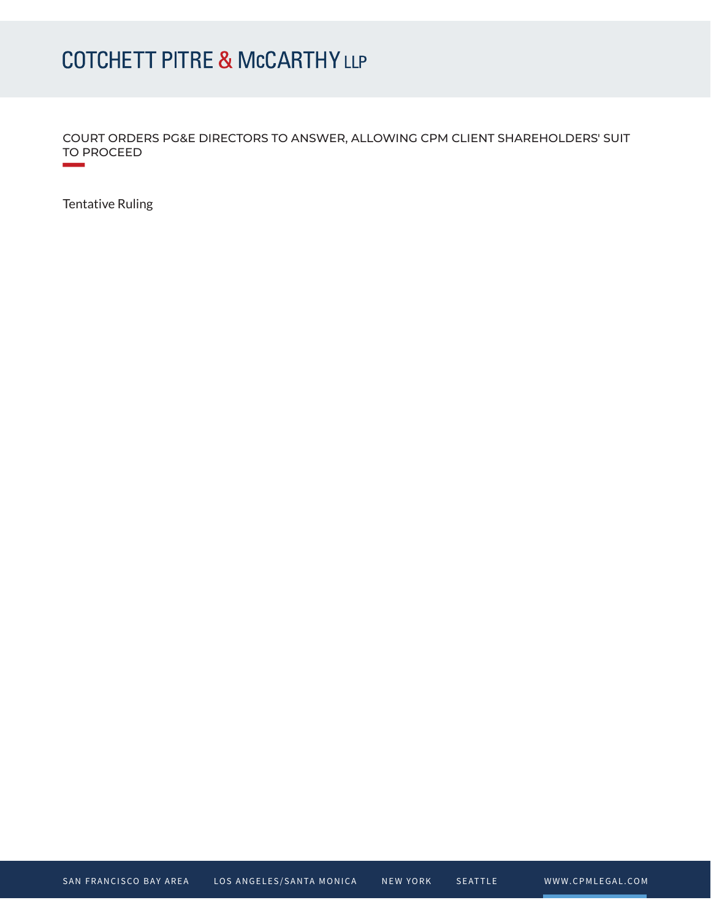COURT ORDERS PG&E DIRECTORS TO ANSWER, ALLOWING CPM CLIENT SHAREHOLDERS' SUIT TO PROCEED

Tentative Ruling